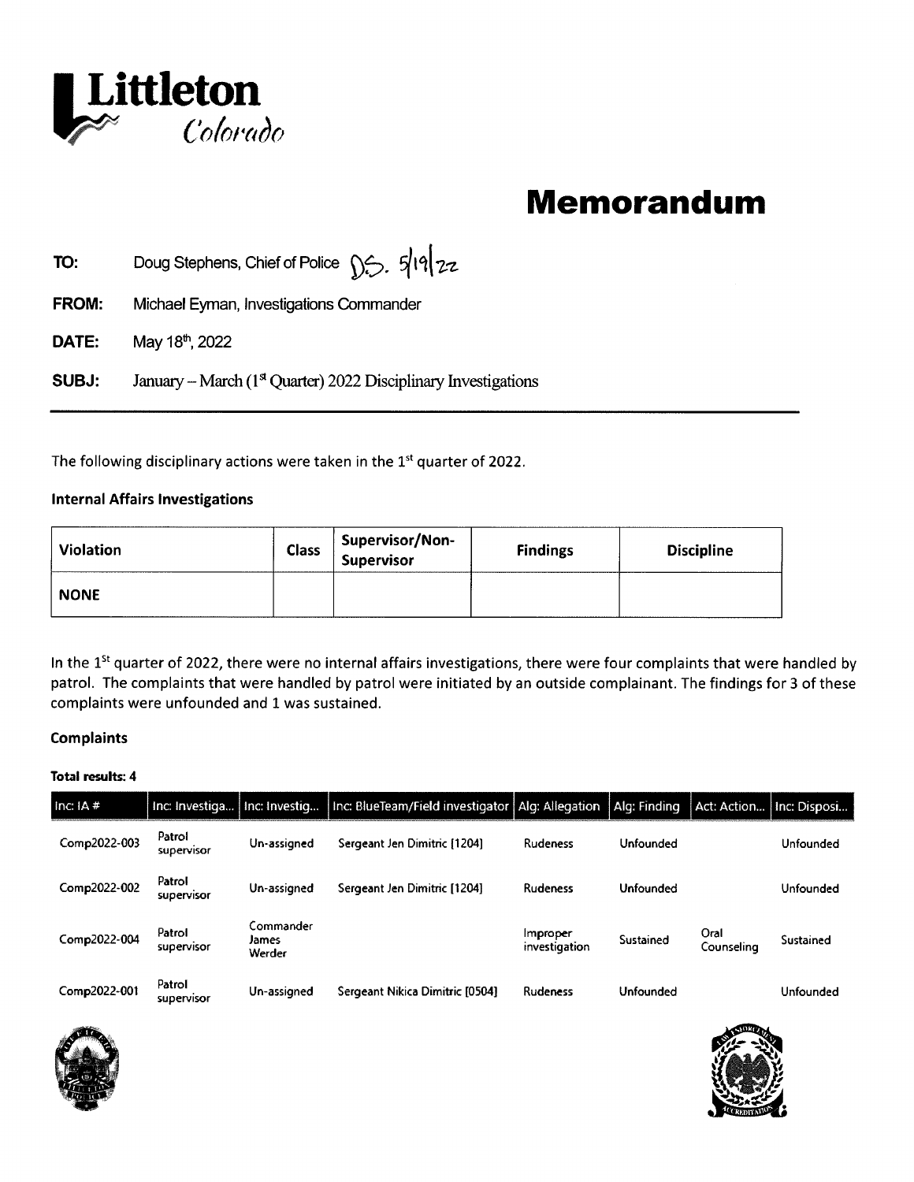**Littleton**
*Colorado*

# Memorandum

**TO:** Doug Stephens, Chief of Police DS. 5/19/22

**FROM:** Michael Eyman, Investigations Commander

**DATE:** May 18th, 2022

**SUBJ:** January – March (1st Quarter) 2022 Disciplinary Investigations

---

The following disciplinary actions were taken in the 1st quarter of 2022.

### Internal Affairs Investigations

| Violation | Class | Supervisor/Non-Supervisor | Findings | Discipline |
|---|---|---|---|---|
| **NONE** | | | | |

In the 1st quarter of 2022, there were no internal affairs investigations, there were four complaints that were handled by patrol. The complaints that were handled by patrol were initiated by an outside complainant. The findings for 3 of these complaints were unfounded and 1 was sustained.

### Complaints

**Total results: 4**

| Inc: IA # | Inc: Investiga... | Inc: Investig... | Inc: BlueTeam/Field investigator | Alg: Allegation | Alg: Finding | Act: Action... | Inc: Disposi... |
|---|---|---|---|---|---|---|---|
| Comp2022-003 | Patrol supervisor | Un-assigned | Sergeant Jen Dimitric [1204] | Rudeness | Unfounded | | Unfounded |
| Comp2022-002 | Patrol supervisor | Un-assigned | Sergeant Jen Dimitric [1204] | Rudeness | Unfounded | | Unfounded |
| Comp2022-004 | Patrol supervisor | Commander James Werder | | Improper investigation | Sustained | Oral Counseling | Sustained |
| Comp2022-001 | Patrol supervisor | Un-assigned | Sergeant Nikica Dimitric [0504] | Rudeness | Unfounded | | Unfounded |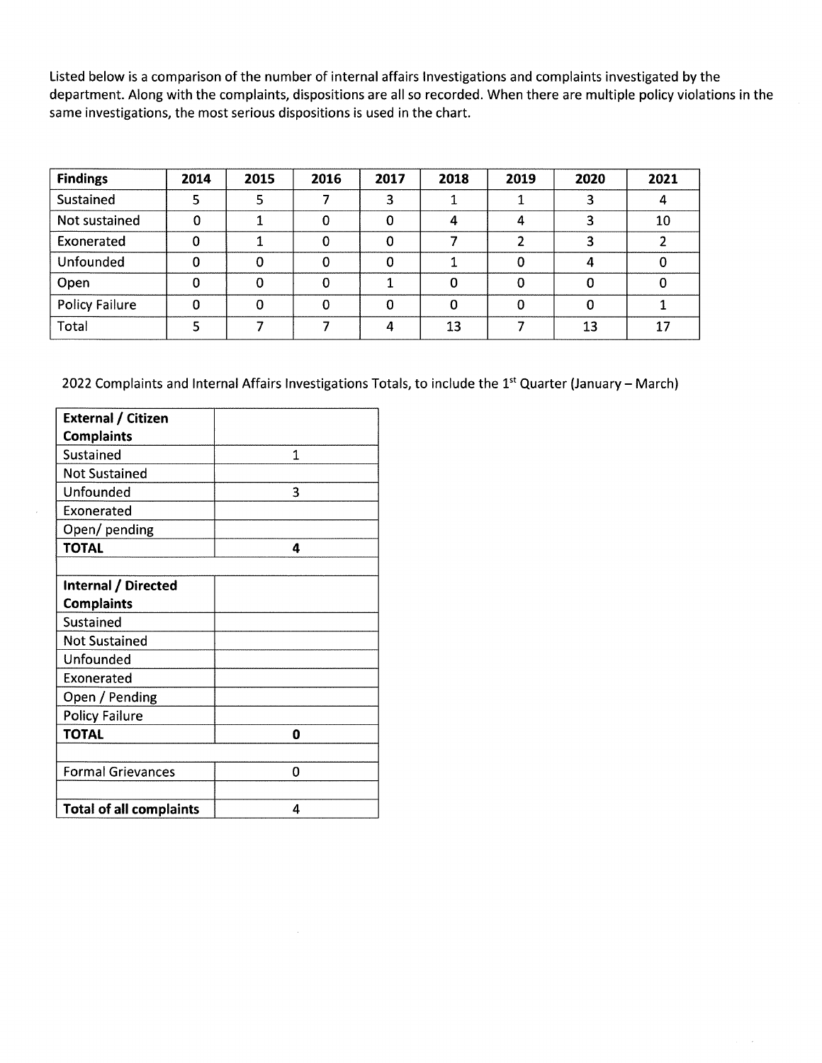Listed below is a comparison of the number of internal affairs Investigations and complaints investigated by the department. Along with the complaints, dispositions are all so recorded. When there are multiple policy violations in the same investigations, the most serious dispositions is used in the chart.

| Findings | 2014 | 2015 | 2016 | 2017 | 2018 | 2019 | 2020 | 2021 |
|---|---|---|---|---|---|---|---|---|
| Sustained | 5 | 5 | 7 | 3 | 1 | 1 | 3 | 4 |
| Not sustained | 0 | 1 | 0 | 0 | 4 | 4 | 3 | 10 |
| Exonerated | 0 | 1 | 0 | 0 | 7 | 2 | 3 | 2 |
| Unfounded | 0 | 0 | 0 | 0 | 1 | 0 | 4 | 0 |
| Open | 0 | 0 | 0 | 1 | 0 | 0 | 0 | 0 |
| Policy Failure | 0 | 0 | 0 | 0 | 0 | 0 | 0 | 1 |
| Total | 5 | 7 | 7 | 4 | 13 | 7 | 13 | 17 |

2022 Complaints and Internal Affairs Investigations Totals, to include the 1st Quarter (January – March)

| | |
|---|---|
| **External / Citizen Complaints** | |
| Sustained | 1 |
| Not Sustained | |
| Unfounded | 3 |
| Exonerated | |
| Open/ pending | |
| **TOTAL** | **4** |
| | |
| **Internal / Directed Complaints** | |
| Sustained | |
| Not Sustained | |
| Unfounded | |
| Exonerated | |
| Open / Pending | |
| Policy Failure | |
| **TOTAL** | **0** |
| | |
| Formal Grievances | 0 |
| | |
| **Total of all complaints** | 4 |